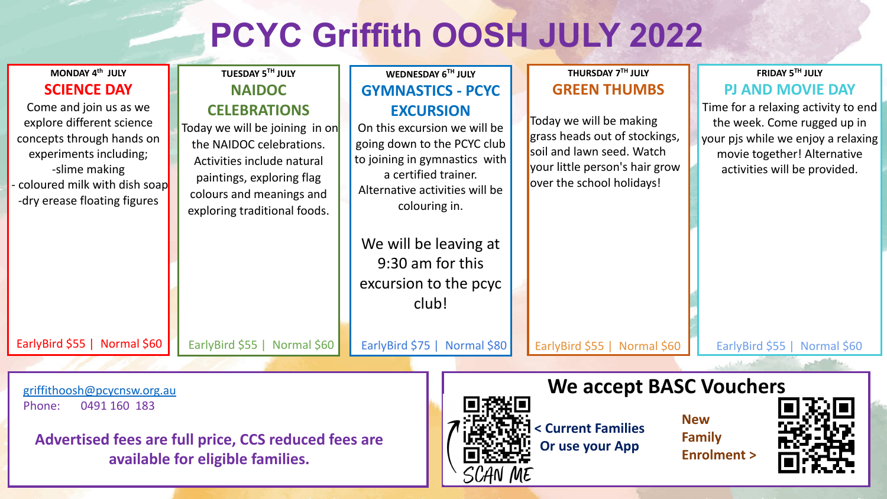# PCYC Griffith OOSH JULY 2022

### MONDAY 4th JULY

## SCIENCE DAY

Come and join us as we explore different science concepts through hands on experiments including;

-slime making

- coloured milk with dish soap

-dry erease floating figures

EarlyBird $55 | Normal $60

### TUESDAY 5TH JULY

## NAIDOC CELEBRATIONS

Today we will be joining in on the NAIDOC celebrations. Activities include natural paintings, exploring flag colours and meanings and exploring traditional foods.

EarlyBird $55 | Normal $60

### WEDNESDAY 6TH JULY

## GYMNASTICS - PCYC EXCURSION

On this excursion we will be going down to the PCYC club to joining in gymnastics with a certified trainer. Alternative activities will be colouring in.

We will be leaving at 9:30 am for this excursion to the pcyc club!

EarlyBird $75 | Normal $80

### THURSDAY 7TH JULY

## GREEN THUMBS

Today we will be making grass heads out of stockings, soil and lawn seed. Watch your little person's hair grow over the school holidays!

EarlyBird $55 | Normal $60

### FRIDAY 5TH JULY

## PJ AND MOVIE DAY

Time for a relaxing activity to end the week. Come rugged up in your pjs while we enjoy a relaxing movie together! Alternative activities will be provided.

EarlyBird $55 | Normal $60

---

griffithoosh@pcycnsw.org.au

Phone: 0491 160 183

**Advertised fees are full price, CCS reduced fees are available for eligible families.**

## We accept BASC Vouchers

SCAN ME

**< Current Families Or use your App**

**New Family Enrolment >**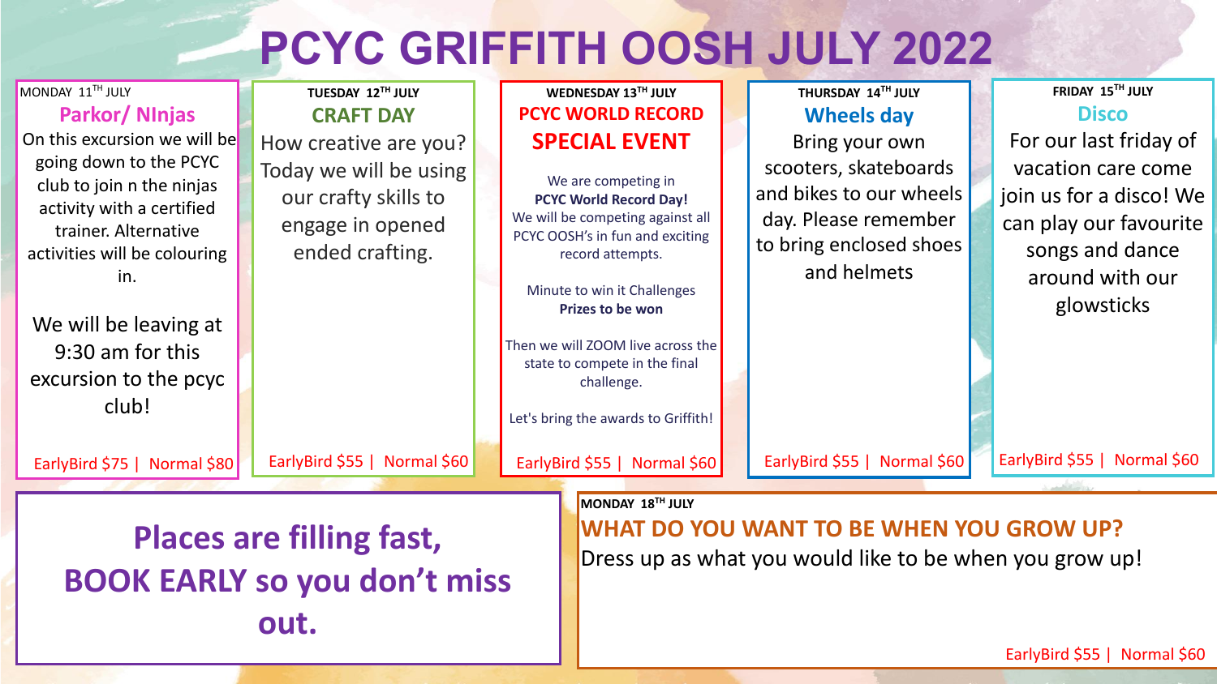# PCYC GRIFFITH OOSH JULY 2022

MONDAY 11TH JULY

## Parkor/ NInjas

On this excursion we will be going down to the PCYC club to join n the ninjas activity with a certified trainer. Alternative activities will be colouring in.

We will be leaving at 9:30 am for this excursion to the pcyc club!

EarlyBird $75 | Normal $80

TUESDAY 12TH JULY

## CRAFT DAY

How creative are you? Today we will be using our crafty skills to engage in opened ended crafting.

EarlyBird $55 | Normal $60

WEDNESDAY 13TH JULY

## PCYC WORLD RECORD SPECIAL EVENT

We are competing in **PCYC World Record Day!** We will be competing against all PCYC OOSH's in fun and exciting record attempts.

Minute to win it Challenges **Prizes to be won**

Then we will ZOOM live across the state to compete in the final challenge.

Let's bring the awards to Griffith!

EarlyBird $55 | Normal $60

THURSDAY 14TH JULY

## Wheels day

Bring your own scooters, skateboards and bikes to our wheels day. Please remember to bring enclosed shoes and helmets

EarlyBird $55 | Normal $60

FRIDAY 15TH JULY

## Disco

For our last friday of vacation care come join us for a disco! We can play our favourite songs and dance around with our glowsticks

EarlyBird $55 | Normal $60

**Places are filling fast, BOOK EARLY so you don't miss out.**

MONDAY 18TH JULY

## WHAT DO YOU WANT TO BE WHEN YOU GROW UP?

Dress up as what you would like to be when you grow up!

EarlyBird $55 | Normal $60